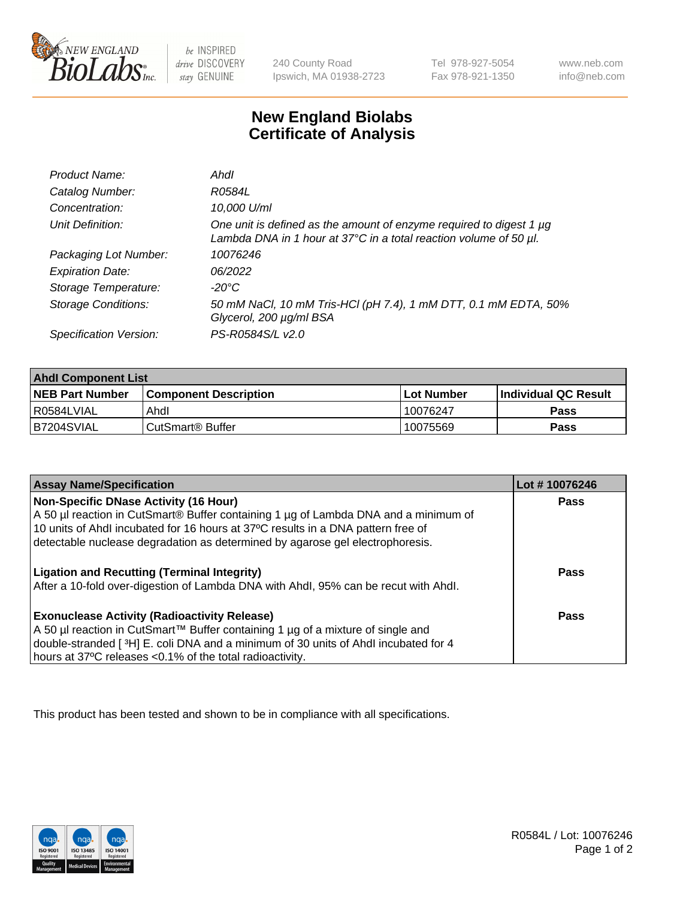# New England Biolabs Certificate of Analysis

| | |
|---|---|
| *Product Name:* | *AhdI* |
| *Catalog Number:* | *R0584L* |
| *Concentration:* | *10,000 U/ml* |
| *Unit Definition:* | *One unit is defined as the amount of enzyme required to digest 1 µg Lambda DNA in 1 hour at 37°C in a total reaction volume of 50 µl.* |
| *Packaging Lot Number:* | *10076246* |
| *Expiration Date:* | *06/2022* |
| *Storage Temperature:* | *-20°C* |
| *Storage Conditions:* | *50 mM NaCl, 10 mM Tris-HCl (pH 7.4), 1 mM DTT, 0.1 mM EDTA, 50% Glycerol, 200 µg/ml BSA* |
| *Specification Version:* | *PS-R0584S/L v2.0* |

| AhdI Component List | | | |
|---|---|---|---|
| **NEB Part Number** | **Component Description** | **Lot Number** | **Individual QC Result** |
| R0584LVIAL | AhdI | 10076247 | **Pass** |
| B7204SVIAL | CutSmart® Buffer | 10075569 | **Pass** |

| Assay Name/Specification | Lot # 10076246 |
|---|---|
| **Non-Specific DNase Activity (16 Hour)**<br>A 50 µl reaction in CutSmart® Buffer containing 1 µg of Lambda DNA and a minimum of 10 units of AhdI incubated for 16 hours at 37ºC results in a DNA pattern free of detectable nuclease degradation as determined by agarose gel electrophoresis. | **Pass** |
| **Ligation and Recutting (Terminal Integrity)**<br>After a 10-fold over-digestion of Lambda DNA with AhdI, 95% can be recut with AhdI. | **Pass** |
| **Exonuclease Activity (Radioactivity Release)**<br>A 50 µl reaction in CutSmart™ Buffer containing 1 µg of a mixture of single and double-stranded [ $^3$H] E. coli DNA and a minimum of 30 units of AhdI incubated for 4 hours at 37ºC releases <0.1% of the total radioactivity. | **Pass** |

This product has been tested and shown to be in compliance with all specifications.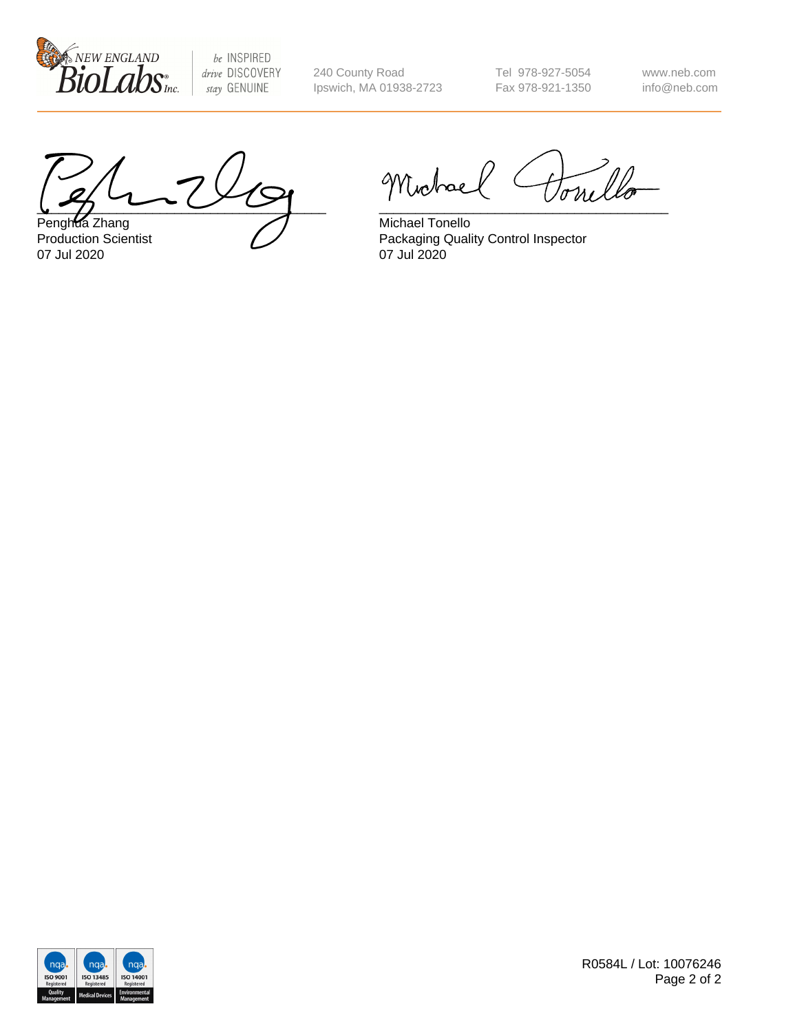be INSPIRED
drive DISCOVERY
stay GENUINE

240 County Road
Ipswich, MA 01938-2723

Tel 978-927-5054
Fax 978-921-1350

www.neb.com
info@neb.com

Penghua Zhang
Production Scientist
07 Jul 2020

Michael Tonello
Packaging Quality Control Inspector
07 Jul 2020

R0584L / Lot: 10076246